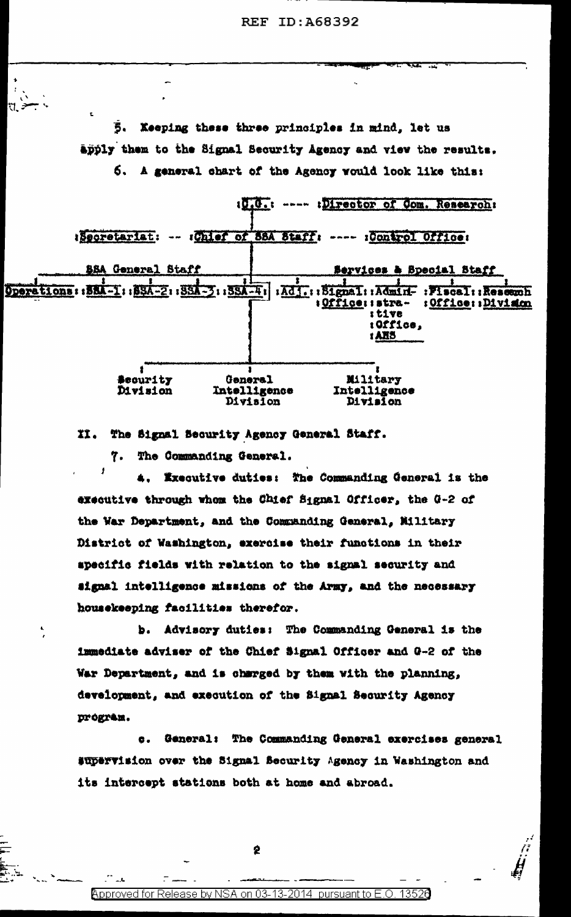5. Keeping these three principles in mind, let us apply them to the Signal Security Agency and view the results.

6. A general chart of the Agency would look like this:

```
                              :C.G.: ---- :Director of Com. Research:

:Secretariat: -- :Chief of SSA Staff: ---- :Control Office:

      SSA General Staff                        Services & Special Staff
:Operations::SSA-1::SSA-2::SSA-3::SSA-4:  :Adj.::Signal::Admini-  :Fiscal::Research
                                                 :Office::stra-    :Office::Division
                                                         :tive
                                                         :Office,
                                                         :AHS

        Security          General            Military
        Division          Intelligence       Intelligence
                          Division           Division
```

## II. The Signal Security Agency General Staff.

7. The Commanding General.

a. Executive duties: The Commanding General is the executive through whom the Chief Signal Officer, the G-2 of the War Department, and the Commanding General, Military District of Washington, exercise their functions in their specific fields with relation to the signal security and signal intelligence missions of the Army, and the necessary housekeeping facilities therefor.

b. Advisory duties: The Commanding General is the immediate adviser of the Chief Signal Officer and G-2 of the War Department, and is charged by them with the planning, development, and execution of the Signal Security Agency program.

c. General: The Commanding General exercises general supervision over the Signal Security Agency in Washington and its intercept stations both at home and abroad.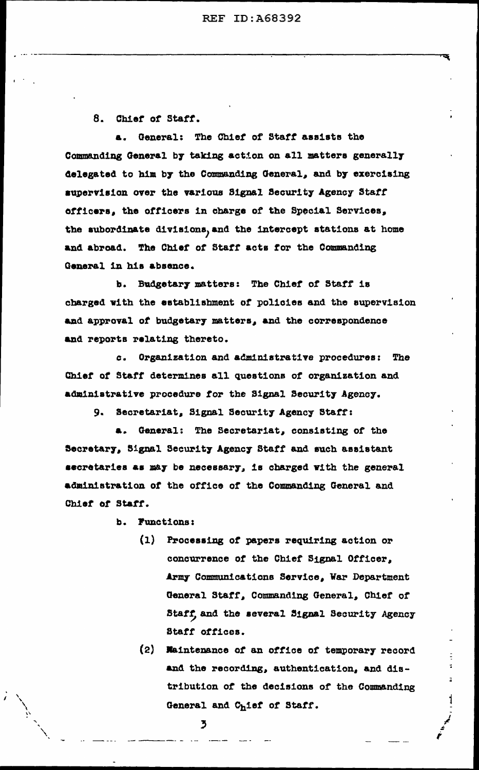8. Chief of Staff.

a. General: The Chief of Staff assists the Commanding General by taking action on all matters generally delegated to him by the Commanding General, and by exercising supervision over the various Signal Security Agency Staff officers, the officers in charge of the Special Services, the subordinate divisions, and the intercept stations at home and abroad. The Chief of Staff acts for the Commanding General in his absence.

b. Budgetary matters: The Chief of Staff is charged with the establishment of policies and the supervision and approval of budgetary matters, and the correspondence and reports relating thereto.

c. Organization and administrative procedures: The Chief of Staff determines all questions of organization and administrative procedure for the Signal Security Agency.

9. Secretariat, Signal Security Agency Staff:

a. General: The Secretariat, consisting of the Secretary, Signal Security Agency Staff and such assistant secretaries as may be necessary, is charged with the general administration of the office of the Commanding General and Chief of Staff.

b. Functions:

(1) Processing of papers requiring action or concurrence of the Chief Signal Officer, Army Communications Service, War Department General Staff, Commanding General, Chief of Staff, and the several Signal Security Agency Staff offices.

(2) Maintenance of an office of temporary record and the recording, authentication, and distribution of the decisions of the Commanding General and Chief of Staff.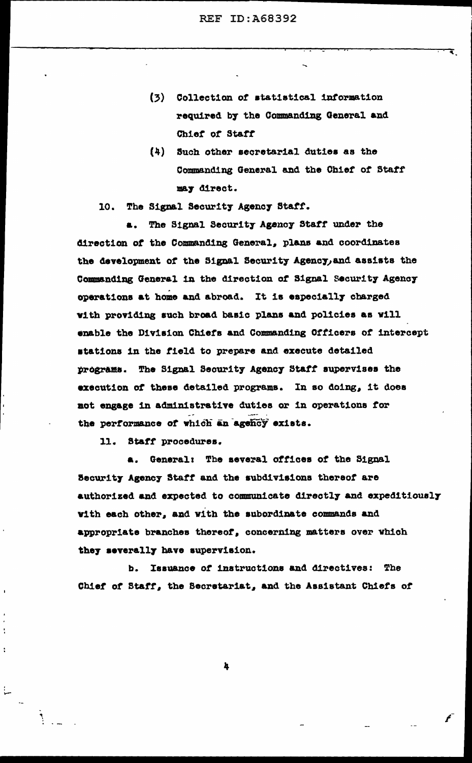(3) Collection of statistical information required by the Commanding General and Chief of Staff

(4) Such other secretarial duties as the Commanding General and the Chief of Staff may direct.

10. The Signal Security Agency Staff.

a. The Signal Security Agency Staff under the direction of the Commanding General, plans and coordinates the development of the Signal Security Agency, and assists the Commanding General in the direction of Signal Security Agency operations at home and abroad. It is especially charged with providing such broad basic plans and policies as will enable the Division Chiefs and Commanding Officers of intercept stations in the field to prepare and execute detailed programs. The Signal Security Agency Staff supervises the execution of these detailed programs. In so doing, it does not engage in administrative duties or in operations for the performance of which an agency exists.

11. Staff procedures.

a. General: The several offices of the Signal Security Agency Staff and the subdivisions thereof are authorized and expected to communicate directly and expeditiously with each other, and with the subordinate commands and appropriate branches thereof, concerning matters over which they severally have supervision.

b. Issuance of instructions and directives: The Chief of Staff, the Secretariat, and the Assistant Chiefs of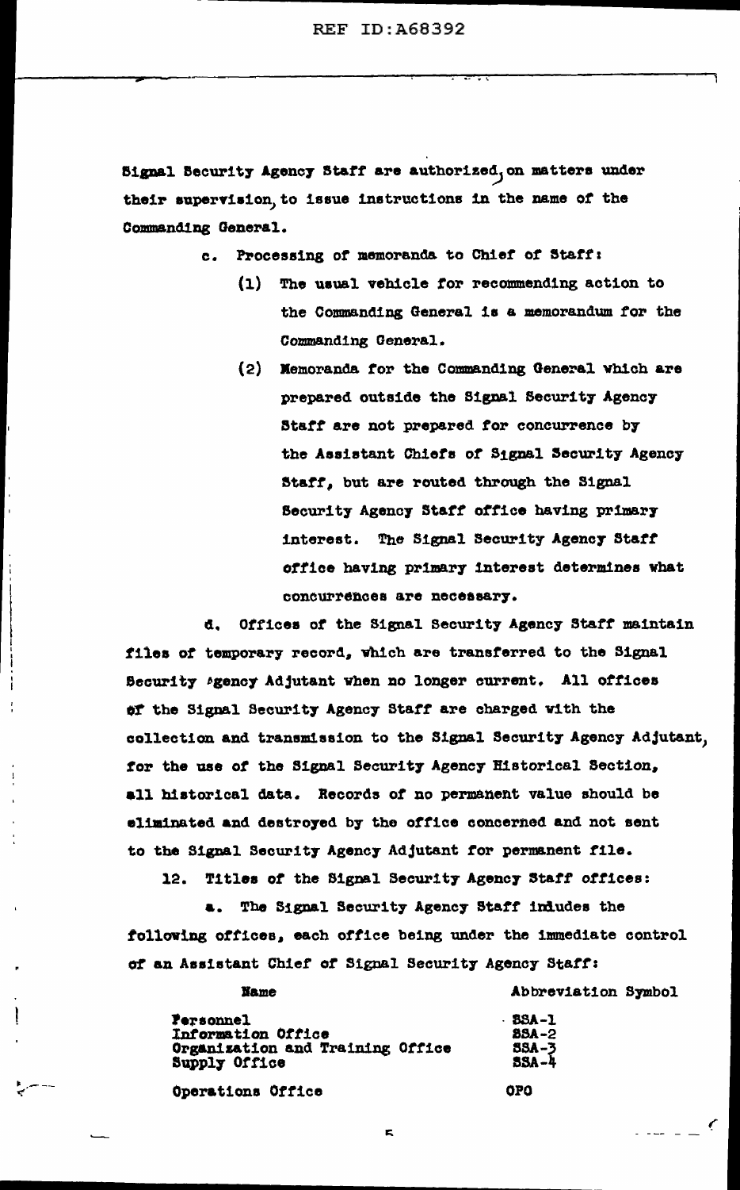Signal Security Agency Staff are authorized, on matters under their supervision, to issue instructions in the name of the Commanding General.

c. Processing of memoranda to Chief of Staff:

(1) The usual vehicle for recommending action to the Commanding General is a memorandum for the Commanding General.

(2) Memoranda for the Commanding General which are prepared outside the Signal Security Agency Staff are not prepared for concurrence by the Assistant Chiefs of Signal Security Agency Staff, but are routed through the Signal Security Agency Staff office having primary interest. The Signal Security Agency Staff office having primary interest determines what concurrences are necessary.

d. Offices of the Signal Security Agency Staff maintain files of temporary record, which are transferred to the Signal Security Agency Adjutant when no longer current. All offices of the Signal Security Agency Staff are charged with the collection and transmission to the Signal Security Agency Adjutant, for the use of the Signal Security Agency Historical Section, all historical data. Records of no permanent value should be eliminated and destroyed by the office concerned and not sent to the Signal Security Agency Adjutant for permanent file.

12. Titles of the Signal Security Agency Staff offices:

a. The Signal Security Agency Staff includes the following offices, each office being under the immediate control of an Assistant Chief of Signal Security Agency Staff:

| Name | Abbreviation Symbol |
|---|---|
| Personnel | SSA-1 |
| Information Office | SSA-2 |
| Organization and Training Office | SSA-3 |
| Supply Office | SSA-4 |
| Operations Office | OPO |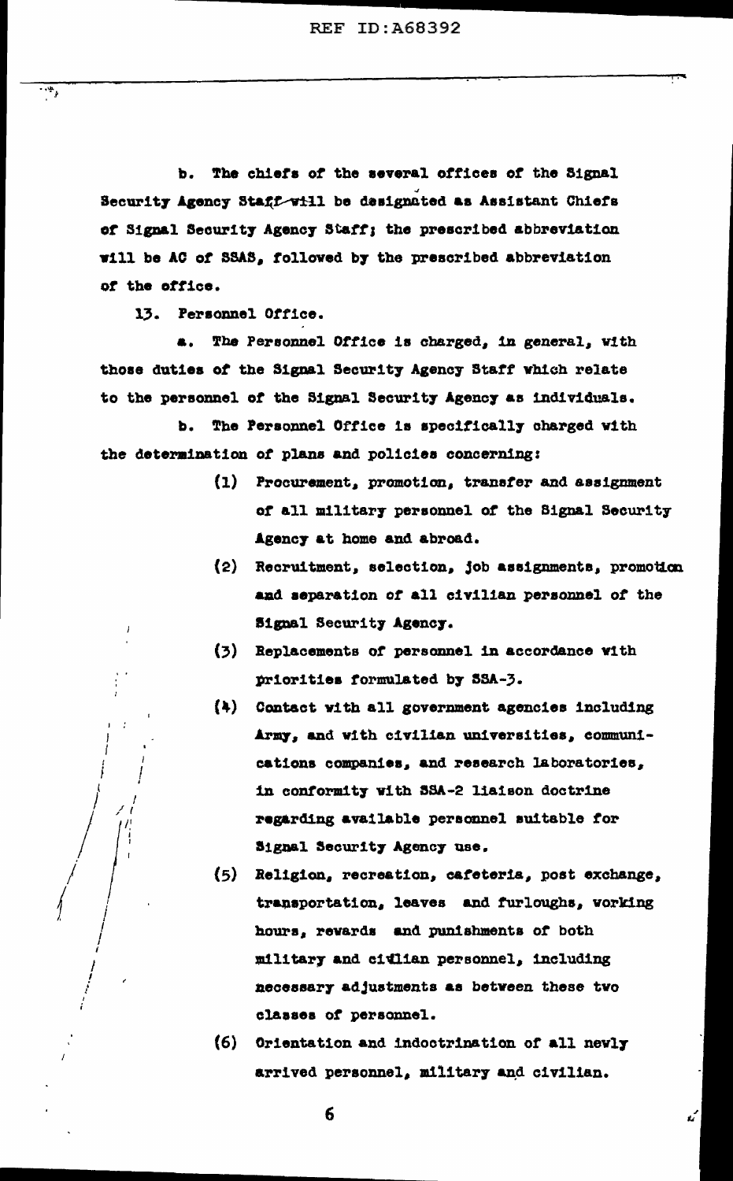b. The chiefs of the several offices of the Signal Security Agency Staff will be designated as Assistant Chiefs of Signal Security Agency Staff; the prescribed abbreviation will be AC of SSAS, followed by the prescribed abbreviation of the office.

13. Personnel Office.

a. The Personnel Office is charged, in general, with those duties of the Signal Security Agency Staff which relate to the personnel of the Signal Security Agency as individuals.

b. The Personnel Office is specifically charged with the determination of plans and policies concerning:

(1) Procurement, promotion, transfer and assignment of all military personnel of the Signal Security Agency at home and abroad.

(2) Recruitment, selection, job assignments, promotion and separation of all civilian personnel of the Signal Security Agency.

(3) Replacements of personnel in accordance with priorities formulated by SSA-3.

(4) Contact with all government agencies including Army, and with civilian universities, communications companies, and research laboratories, in conformity with SSA-2 liaison doctrine regarding available personnel suitable for Signal Security Agency use.

(5) Religion, recreation, cafeteria, post exchange, transportation, leaves and furloughs, working hours, rewards and punishments of both military and civilian personnel, including necessary adjustments as between these two classes of personnel.

(6) Orientation and indoctrination of all newly arrived personnel, military and civilian.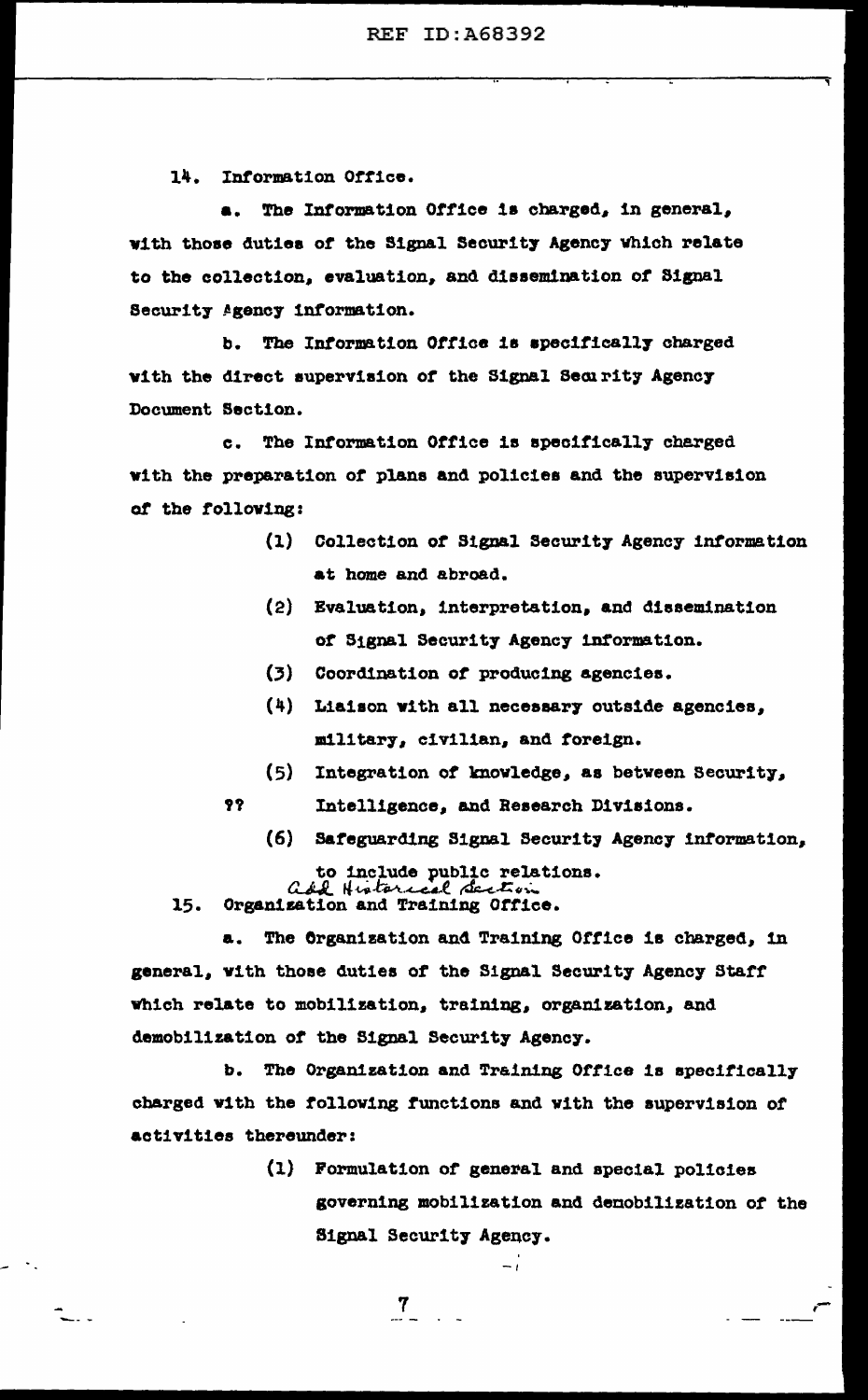14. Information Office.

a. The Information Office is charged, in general, with those duties of the Signal Security Agency which relate to the collection, evaluation, and dissemination of Signal Security Agency information.

b. The Information Office is specifically charged with the direct supervision of the Signal Security Agency Document Section.

c. The Information Office is specifically charged with the preparation of plans and policies and the supervision of the following:

(1) Collection of Signal Security Agency information at home and abroad.

(2) Evaluation, interpretation, and dissemination of Signal Security Agency information.

(3) Coordination of producing agencies.

(4) Liaison with all necessary outside agencies, military, civilian, and foreign.

(5) Integration of knowledge, as between Security, ?? Intelligence, and Research Divisions.

(6) Safeguarding Signal Security Agency information, to include public relations.

Add Historical Section

15. Organization and Training Office.

a. The Organization and Training Office is charged, in general, with those duties of the Signal Security Agency Staff which relate to mobilization, training, organization, and demobilization of the Signal Security Agency.

b. The Organization and Training Office is specifically charged with the following functions and with the supervision of activities thereunder:

(1) Formulation of general and special policies governing mobilization and demobilization of the Signal Security Agency.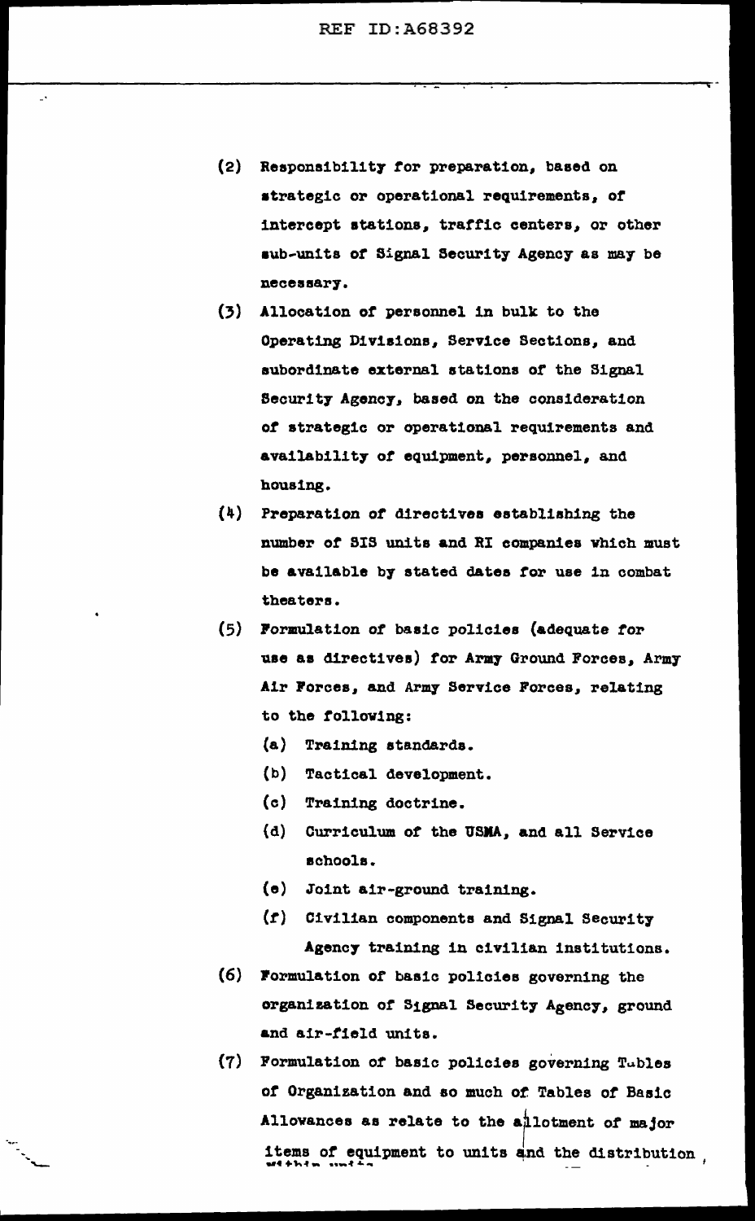(2) Responsibility for preparation, based on strategic or operational requirements, of intercept stations, traffic centers, or other sub-units of Signal Security Agency as may be necessary.

(3) Allocation of personnel in bulk to the Operating Divisions, Service Sections, and subordinate external stations of the Signal Security Agency, based on the consideration of strategic or operational requirements and availability of equipment, personnel, and housing.

(4) Preparation of directives establishing the number of SIS units and RI companies which must be available by stated dates for use in combat theaters.

(5) Formulation of basic policies (adequate for use as directives) for Army Ground Forces, Army Air Forces, and Army Service Forces, relating to the following:

   (a) Training standards.

   (b) Tactical development.

   (c) Training doctrine.

   (d) Curriculum of the USMA, and all Service schools.

   (e) Joint air-ground training.

   (f) Civilian components and Signal Security Agency training in civilian institutions.

(6) Formulation of basic policies governing the organization of Signal Security Agency, ground and air-field units.

(7) Formulation of basic policies governing Tables of Organization and so much of Tables of Basic Allowances as relate to the allotment of major items of equipment to units and the distribution within units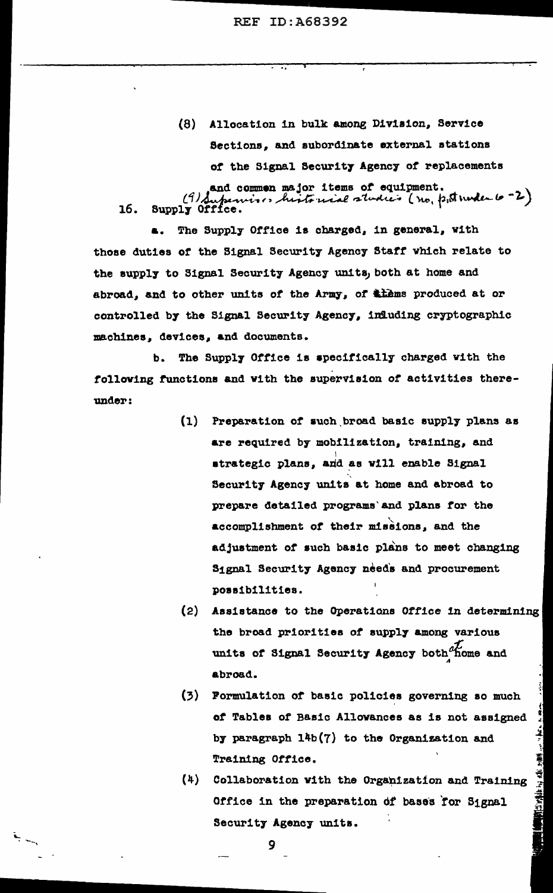(8) Allocation in bulk among Division, Service Sections, and subordinate external stations of the Signal Security Agency of replacements and common major items of equipment.

(9) Supervises historical studies (no. pt. under 6-2)

16. Supply Office.

a. The Supply Office is charged, in general, with those duties of the Signal Security Agency Staff which relate to the supply to Signal Security Agency units, both at home and abroad, and to other units of the Army, of items produced at or controlled by the Signal Security Agency, including cryptographic machines, devices, and documents.

b. The Supply Office is specifically charged with the following functions and with the supervision of activities thereunder:

(1) Preparation of such broad basic supply plans as are required by mobilization, training, and strategic plans, and as will enable Signal Security Agency units at home and abroad to prepare detailed programs and plans for the accomplishment of their missions, and the adjustment of such basic plans to meet changing Signal Security Agency needs and procurement possibilities.

(2) Assistance to the Operations Office in determining the broad priorities of supply among various units of Signal Security Agency both at home and abroad.

(3) Formulation of basic policies governing so much of Tables of Basic Allowances as is not assigned by paragraph 14b(7) to the Organization and Training Office.

(4) Collaboration with the Organization and Training Office in the preparation of bases for Signal Security Agency units.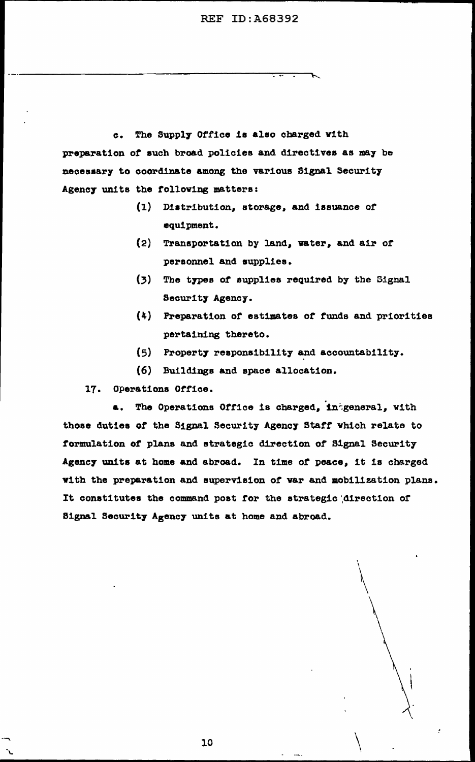c. The Supply Office is also charged with preparation of such broad policies and directives as may be necessary to coordinate among the various Signal Security Agency units the following matters:

(1) Distribution, storage, and issuance of equipment.

(2) Transportation by land, water, and air of personnel and supplies.

(3) The types of supplies required by the Signal Security Agency.

(4) Preparation of estimates of funds and priorities pertaining thereto.

(5) Property responsibility and accountability.

(6) Buildings and space allocation.

17. Operations Office.

a. The Operations Office is charged, in general, with those duties of the Signal Security Agency Staff which relate to formulation of plans and strategic direction of Signal Security Agency units at home and abroad. In time of peace, it is charged with the preparation and supervision of war and mobilization plans. It constitutes the command post for the strategic direction of Signal Security Agency units at home and abroad.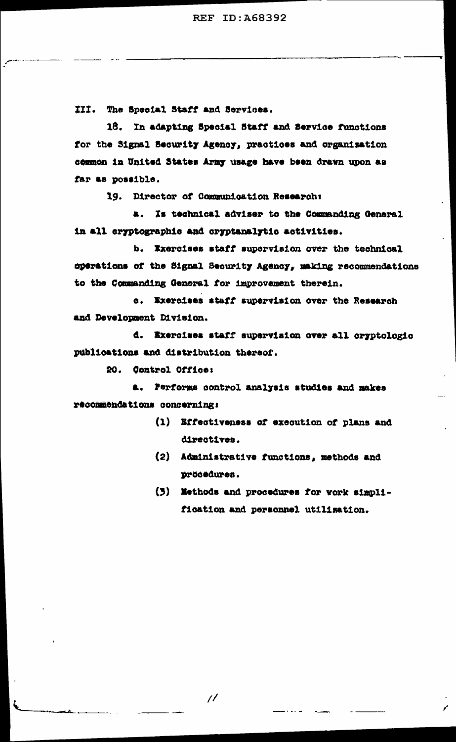## III. The Special Staff and Services.

18. In adapting Special Staff and Service functions for the Signal Security Agency, practices and organization common in United States Army usage have been drawn upon as far as possible.

19. Director of Communication Research:

a. Is technical adviser to the Commanding General in all cryptographic and cryptanalytic activities.

b. Exercises staff supervision over the technical operations of the Signal Security Agency, making recommendations to the Commanding General for improvement therein.

c. Exercises staff supervision over the Research and Development Division.

d. Exercises staff supervision over all cryptologic publications and distribution thereof.

20. Control Office:

a. Performs control analysis studies and makes recommendations concerning:

(1) Effectiveness of execution of plans and directives.

(2) Administrative functions, methods and procedures.

(3) Methods and procedures for work simplification and personnel utilization.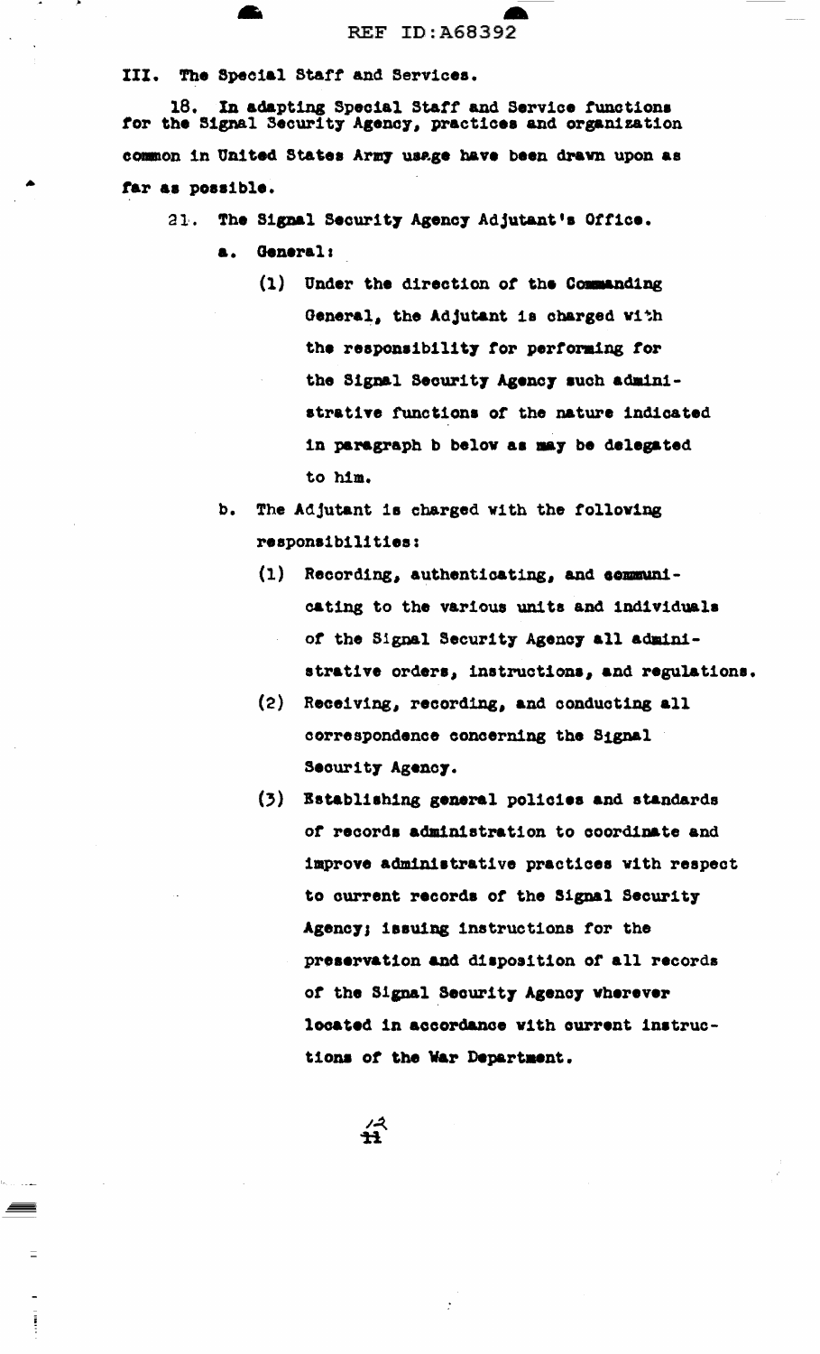III. The Special Staff and Services.

18. In adapting Special Staff and Service functions for the Signal Security Agency, practices and organization common in United States Army usage have been drawn upon as far as possible.

21. The Signal Security Agency Adjutant's Office.

a. General:

(1) Under the direction of the Commanding General, the Adjutant is charged with the responsibility for performing for the Signal Security Agency such administrative functions of the nature indicated in paragraph b below as may be delegated to him.

b. The Adjutant is charged with the following responsibilities:

(1) Recording, authenticating, and communicating to the various units and individuals of the Signal Security Agency all administrative orders, instructions, and regulations.

(2) Receiving, recording, and conducting all correspondence concerning the Signal Security Agency.

(3) Establishing general policies and standards of records administration to coordinate and improve administrative practices with respect to current records of the Signal Security Agency; issuing instructions for the preservation and disposition of all records of the Signal Security Agency wherever located in accordance with current instructions of the War Department.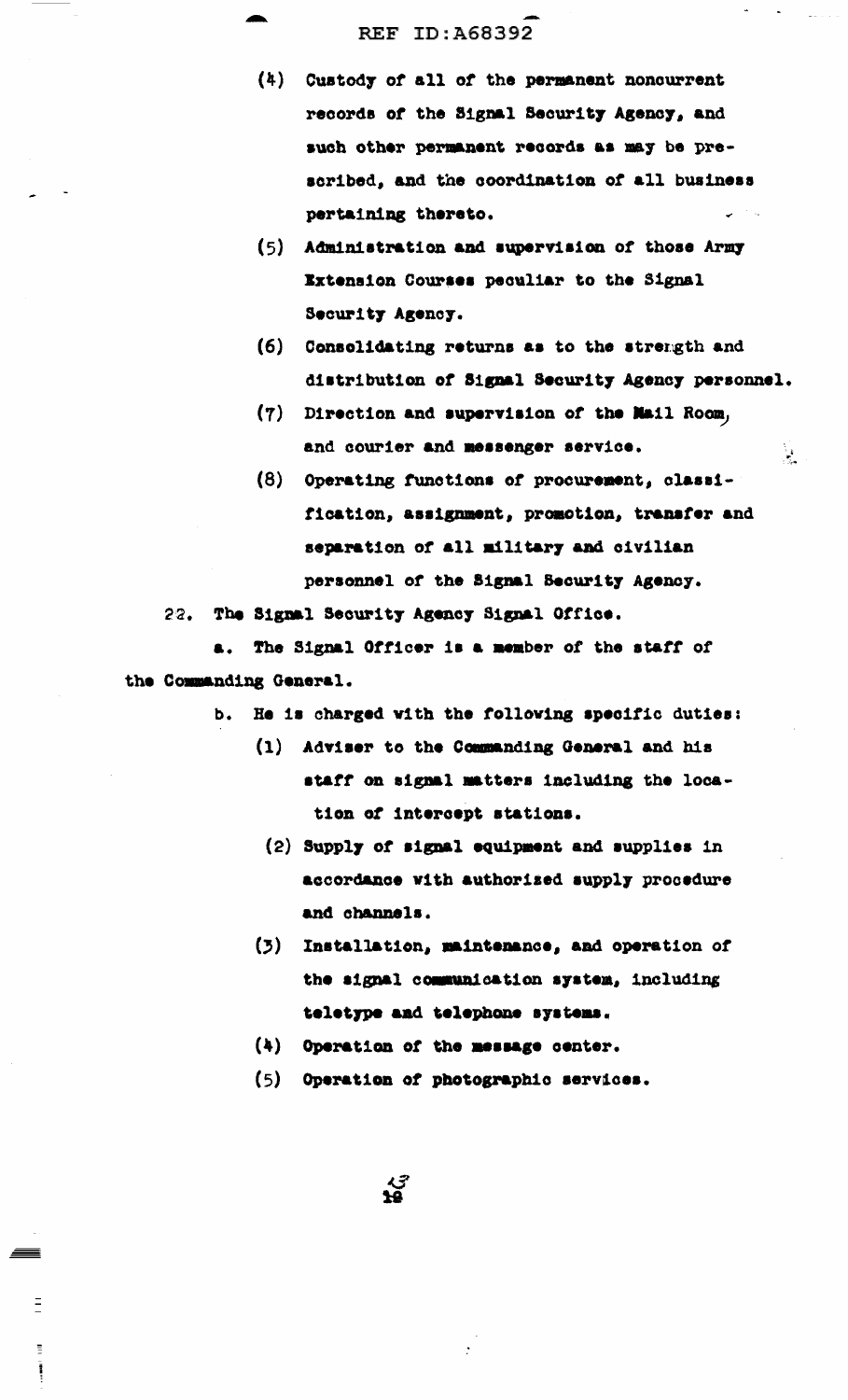(4) Custody of all of the permanent noncurrent records of the Signal Security Agency, and such other permanent records as may be prescribed, and the coordination of all business pertaining thereto.

(5) Administration and supervision of those Army Extension Courses peculiar to the Signal Security Agency.

(6) Consolidating returns as to the strength and distribution of Signal Security Agency personnel.

(7) Direction and supervision of the Mail Room, and courier and messenger service.

(8) Operating functions of procurement, classification, assignment, promotion, transfer and separation of all military and civilian personnel of the Signal Security Agency.

22. The Signal Security Agency Signal Office.

a. The Signal Officer is a member of the staff of the Commanding General.

b. He is charged with the following specific duties:

(1) Adviser to the Commanding General and his staff on signal matters including the location of intercept stations.

(2) Supply of signal equipment and supplies in accordance with authorized supply procedure and channels.

(3) Installation, maintenance, and operation of the signal communication system, including teletype and telephone systems.

(4) Operation of the message center.

(5) Operation of photographic services.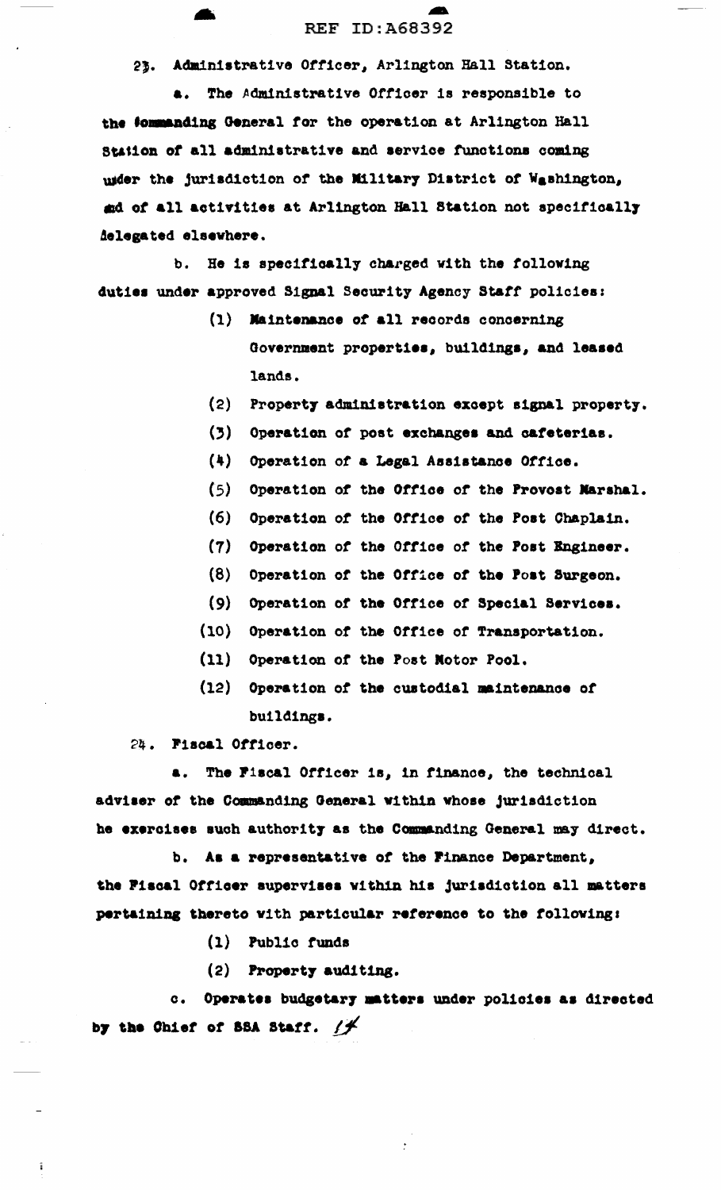23. Administrative Officer, Arlington Hall Station.

a. The Administrative Officer is responsible to the Commanding General for the operation at Arlington Hall Station of all administrative and service functions coming under the jurisdiction of the Military District of Washington, and of all activities at Arlington Hall Station not specifically delegated elsewhere.

b. He is specifically charged with the following duties under approved Signal Security Agency Staff policies:

(1) Maintenance of all records concerning Government properties, buildings, and leased lands.

(2) Property administration except signal property.

(3) Operation of post exchanges and cafeterias.

(4) Operation of a Legal Assistance Office.

(5) Operation of the Office of the Provost Marshal.

(6) Operation of the Office of the Post Chaplain.

(7) Operation of the Office of the Post Engineer.

(8) Operation of the Office of the Post Surgeon.

(9) Operation of the Office of Special Services.

(10) Operation of the Office of Transportation.

(11) Operation of the Post Motor Pool.

(12) Operation of the custodial maintenance of buildings.

24. Fiscal Officer.

a. The Fiscal Officer is, in finance, the technical adviser of the Commanding General within whose jurisdiction he exercises such authority as the Commanding General may direct.

b. As a representative of the Finance Department, the Fiscal Officer supervises within his jurisdiction all matters pertaining thereto with particular reference to the following:

(1) Public funds

(2) Property auditing.

c. Operates budgetary matters under policies as directed by the Chief of SSA Staff.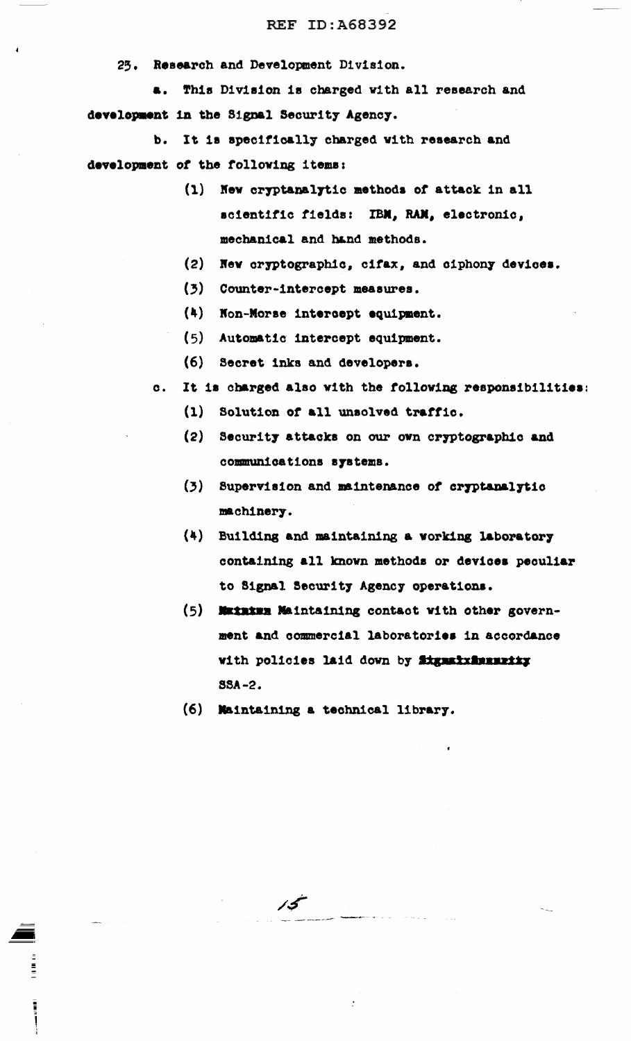25. Research and Development Division.

a. This Division is charged with all research and development in the Signal Security Agency.

b. It is specifically charged with research and development of the following items:

(1) New cryptanalytic methods of attack in all scientific fields: IBM, RAM, electronic, mechanical and hand methods.

(2) New cryptographic, cifax, and ciphony devices.

(3) Counter-intercept measures.

(4) Non-Morse intercept equipment.

(5) Automatic intercept equipment.

(6) Secret inks and developers.

c. It is charged also with the following responsibilities:

(1) Solution of all unsolved traffic.

(2) Security attacks on our own cryptographic and communications systems.

(3) Supervision and maintenance of cryptanalytic machinery.

(4) Building and maintaining a working laboratory containing all known methods or devices peculiar to Signal Security Agency operations.

(5) ~~Maintaa~~ Maintaining contact with other government and commercial laboratories in accordance with policies laid down by ~~Signal Security~~ SSA-2.

(6) Maintaining a technical library.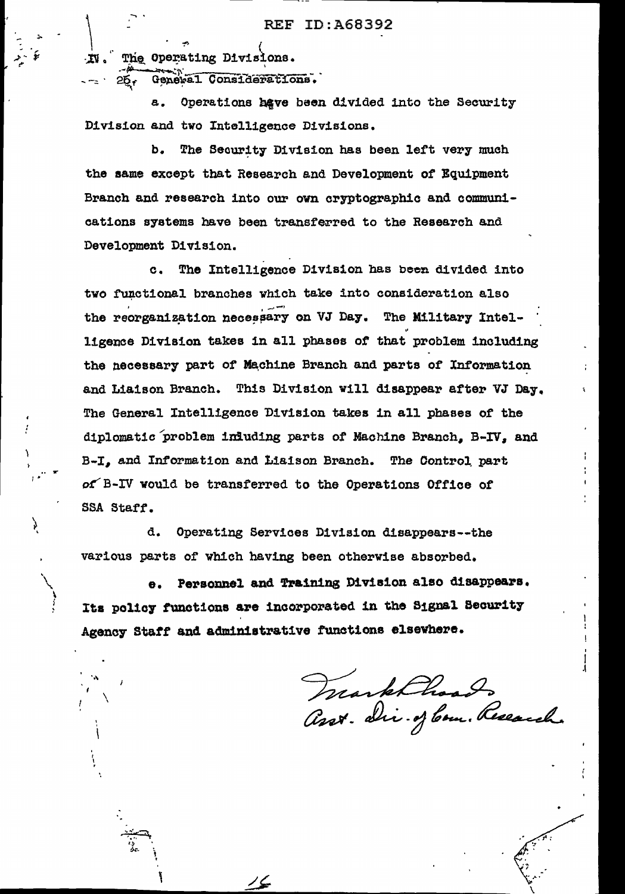IV. The Operating Divisions.

25. General Considerations.

a. Operations have been divided into the Security Division and two Intelligence Divisions.

b. The Security Division has been left very much the same except that Research and Development of Equipment Branch and research into our own cryptographic and communications systems have been transferred to the Research and Development Division.

c. The Intelligence Division has been divided into two functional branches which take into consideration also the reorganization necessary on VJ Day. The Military Intelligence Division takes in all phases of that problem including the necessary part of Machine Branch and parts of Information and Liaison Branch. This Division will disappear after VJ Day. The General Intelligence Division takes in all phases of the diplomatic problem inluding parts of Machine Branch, B-IV, and B-I, and Information and Liaison Branch. The Control part of B-IV would be transferred to the Operations Office of SSA Staff.

d. Operating Services Division disappears--the various parts of which having been otherwise absorbed.

e. Personnel and Training Division also disappears. Its policy functions are incorporated in the Signal Security Agency Staff and administrative functions elsewhere.

Mark Rhoads
Asst. Dir. of Com. Research